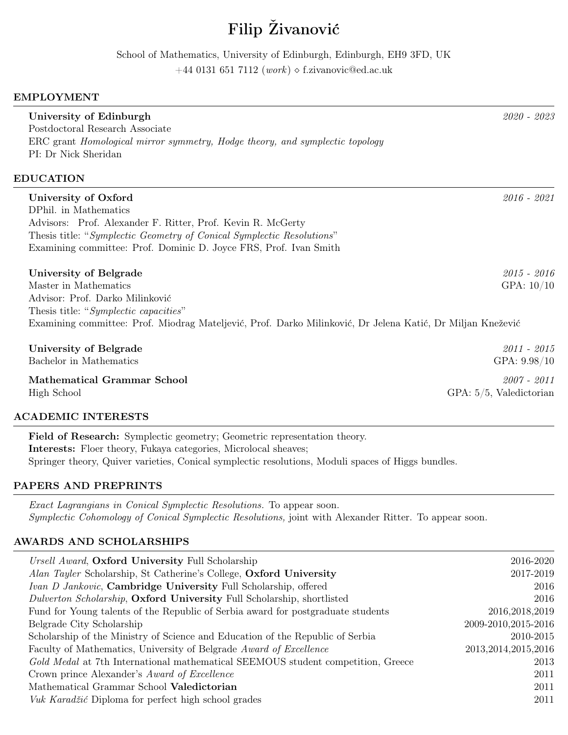# Filip Živanović

School of Mathematics, University of Edinburgh, Edinburgh, EH9 3FD, UK
+44 0131 651 7112 (*work*) ⋄ f.zivanovic@ed.ac.uk

## EMPLOYMENT

**University of Edinburgh** *2020 - 2023*
Postdoctoral Research Associate
ERC grant *Homological mirror symmetry, Hodge theory, and symplectic topology*
PI: Dr Nick Sheridan

## EDUCATION

**University of Oxford** *2016 - 2021*
DPhil. in Mathematics
Advisors: Prof. Alexander F. Ritter, Prof. Kevin R. McGerty
Thesis title: "*Symplectic Geometry of Conical Symplectic Resolutions*"
Examining committee: Prof. Dominic D. Joyce FRS, Prof. Ivan Smith

**University of Belgrade** *2015 - 2016*
Master in Mathematics — GPA: 10/10
Advisor: Prof. Darko Milinković
Thesis title: "*Symplectic capacities*"
Examining committee: Prof. Miodrag Mateljević, Prof. Darko Milinković, Dr Jelena Katić, Dr Miljan Knežević

**University of Belgrade** *2011 - 2015*
Bachelor in Mathematics — GPA: 9.98/10

**Mathematical Grammar School** *2007 - 2011*
High School — GPA: 5/5, Valedictorian

## ACADEMIC INTERESTS

**Field of Research:** Symplectic geometry; Geometric representation theory.
**Interests:** Floer theory, Fukaya categories, Microlocal sheaves;
Springer theory, Quiver varieties, Conical symplectic resolutions, Moduli spaces of Higgs bundles.

## PAPERS AND PREPRINTS

*Exact Lagrangians in Conical Symplectic Resolutions.* To appear soon.
*Symplectic Cohomology of Conical Symplectic Resolutions,* joint with Alexander Ritter. To appear soon.

## AWARDS AND SCHOLARSHIPS

| Award | Year |
|---|---|
| *Ursell Award*, **Oxford University** Full Scholarship | 2016-2020 |
| *Alan Tayler* Scholarship, St Catherine's College, **Oxford University** | 2017-2019 |
| *Ivan D Jankovic*, **Cambridge University** Full Scholarship, offered | 2016 |
| *Dulverton Scholarship*, **Oxford University** Full Scholarship, shortlisted | 2016 |
| Fund for Young talents of the Republic of Serbia award for postgraduate students | 2016,2018,2019 |
| Belgrade City Scholarship | 2009-2010,2015-2016 |
| Scholarship of the Ministry of Science and Education of the Republic of Serbia | 2010-2015 |
| Faculty of Mathematics, University of Belgrade *Award of Excellence* | 2013,2014,2015,2016 |
| *Gold Medal* at 7th International mathematical SEEMOUS student competition, Greece | 2013 |
| Crown prince Alexander's *Award of Excellence* | 2011 |
| Mathematical Grammar School **Valedictorian** | 2011 |
| *Vuk Karadžić* Diploma for perfect high school grades | 2011 |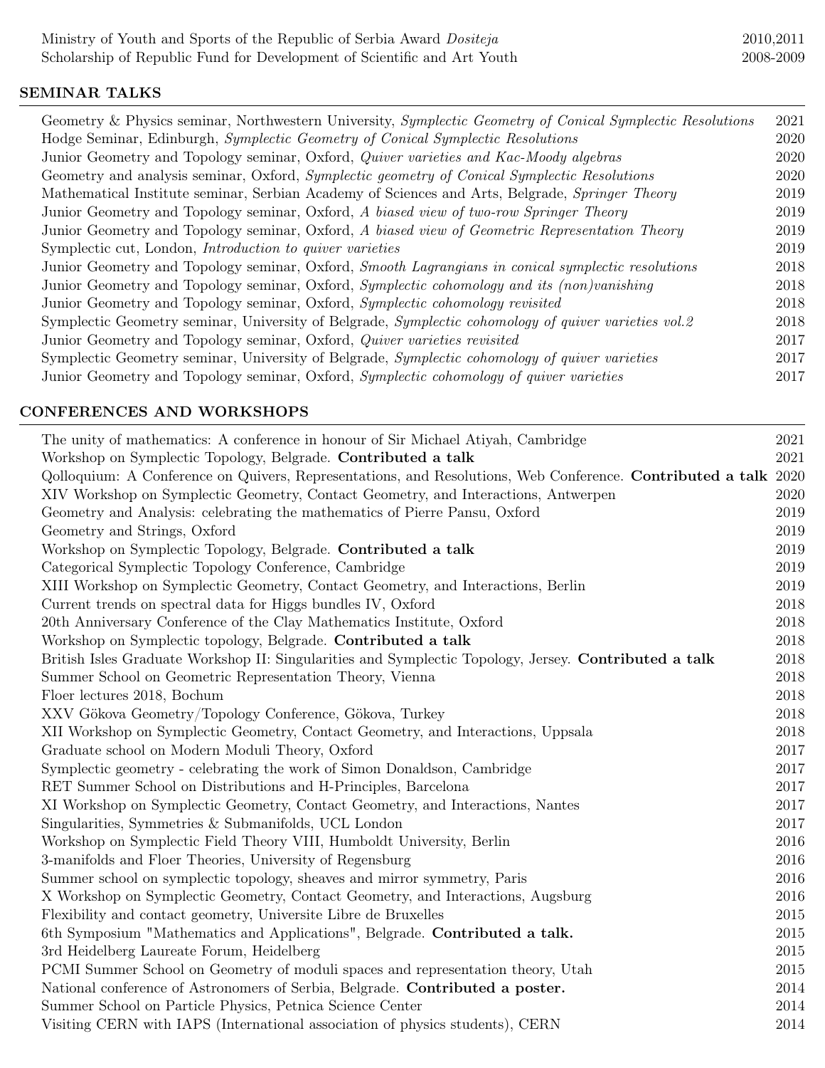| | |
|---|---|
| Ministry of Youth and Sports of the Republic of Serbia Award *Dositeja* | 2010,2011 |
| Scholarship of Republic Fund for Development of Scientific and Art Youth | 2008-2009 |

## SEMINAR TALKS

| | |
|---|---|
| Geometry & Physics seminar, Northwestern University, *Symplectic Geometry of Conical Symplectic Resolutions* | 2021 |
| Hodge Seminar, Edinburgh, *Symplectic Geometry of Conical Symplectic Resolutions* | 2020 |
| Junior Geometry and Topology seminar, Oxford, *Quiver varieties and Kac-Moody algebras* | 2020 |
| Geometry and analysis seminar, Oxford, *Symplectic geometry of Conical Symplectic Resolutions* | 2020 |
| Mathematical Institute seminar, Serbian Academy of Sciences and Arts, Belgrade, *Springer Theory* | 2019 |
| Junior Geometry and Topology seminar, Oxford, *A biased view of two-row Springer Theory* | 2019 |
| Junior Geometry and Topology seminar, Oxford, *A biased view of Geometric Representation Theory* | 2019 |
| Symplectic cut, London, *Introduction to quiver varieties* | 2019 |
| Junior Geometry and Topology seminar, Oxford, *Smooth Lagrangians in conical symplectic resolutions* | 2018 |
| Junior Geometry and Topology seminar, Oxford, *Symplectic cohomology and its (non)vanishing* | 2018 |
| Junior Geometry and Topology seminar, Oxford, *Symplectic cohomology revisited* | 2018 |
| Symplectic Geometry seminar, University of Belgrade, *Symplectic cohomology of quiver varieties vol.2* | 2018 |
| Junior Geometry and Topology seminar, Oxford, *Quiver varieties revisited* | 2017 |
| Symplectic Geometry seminar, University of Belgrade, *Symplectic cohomology of quiver varieties* | 2017 |
| Junior Geometry and Topology seminar, Oxford, *Symplectic cohomology of quiver varieties* | 2017 |

## CONFERENCES AND WORKSHOPS

| | |
|---|---|
| The unity of mathematics: A conference in honour of Sir Michael Atiyah, Cambridge | 2021 |
| Workshop on Symplectic Topology, Belgrade. **Contributed a talk** | 2021 |
| Qolloquium: A Conference on Quivers, Representations, and Resolutions, Web Conference. **Contributed a talk** | 2020 |
| XIV Workshop on Symplectic Geometry, Contact Geometry, and Interactions, Antwerpen | 2020 |
| Geometry and Analysis: celebrating the mathematics of Pierre Pansu, Oxford | 2019 |
| Geometry and Strings, Oxford | 2019 |
| Workshop on Symplectic Topology, Belgrade. **Contributed a talk** | 2019 |
| Categorical Symplectic Topology Conference, Cambridge | 2019 |
| XIII Workshop on Symplectic Geometry, Contact Geometry, and Interactions, Berlin | 2019 |
| Current trends on spectral data for Higgs bundles IV, Oxford | 2018 |
| 20th Anniversary Conference of the Clay Mathematics Institute, Oxford | 2018 |
| Workshop on Symplectic topology, Belgrade. **Contributed a talk** | 2018 |
| British Isles Graduate Workshop II: Singularities and Symplectic Topology, Jersey. **Contributed a talk** | 2018 |
| Summer School on Geometric Representation Theory, Vienna | 2018 |
| Floer lectures 2018, Bochum | 2018 |
| XXV Gökova Geometry/Topology Conference, Gökova, Turkey | 2018 |
| XII Workshop on Symplectic Geometry, Contact Geometry, and Interactions, Uppsala | 2018 |
| Graduate school on Modern Moduli Theory, Oxford | 2017 |
| Symplectic geometry - celebrating the work of Simon Donaldson, Cambridge | 2017 |
| RET Summer School on Distributions and H-Principles, Barcelona | 2017 |
| XI Workshop on Symplectic Geometry, Contact Geometry, and Interactions, Nantes | 2017 |
| Singularities, Symmetries & Submanifolds, UCL London | 2017 |
| Workshop on Symplectic Field Theory VIII, Humboldt University, Berlin | 2016 |
| 3-manifolds and Floer Theories, University of Regensburg | 2016 |
| Summer school on symplectic topology, sheaves and mirror symmetry, Paris | 2016 |
| X Workshop on Symplectic Geometry, Contact Geometry, and Interactions, Augsburg | 2016 |
| Flexibility and contact geometry, Universite Libre de Bruxelles | 2015 |
| 6th Symposium "Mathematics and Applications", Belgrade. **Contributed a talk.** | 2015 |
| 3rd Heidelberg Laureate Forum, Heidelberg | 2015 |
| PCMI Summer School on Geometry of moduli spaces and representation theory, Utah | 2015 |
| National conference of Astronomers of Serbia, Belgrade. **Contributed a poster.** | 2014 |
| Summer School on Particle Physics, Petnica Science Center | 2014 |
| Visiting CERN with IAPS (International association of physics students), CERN | 2014 |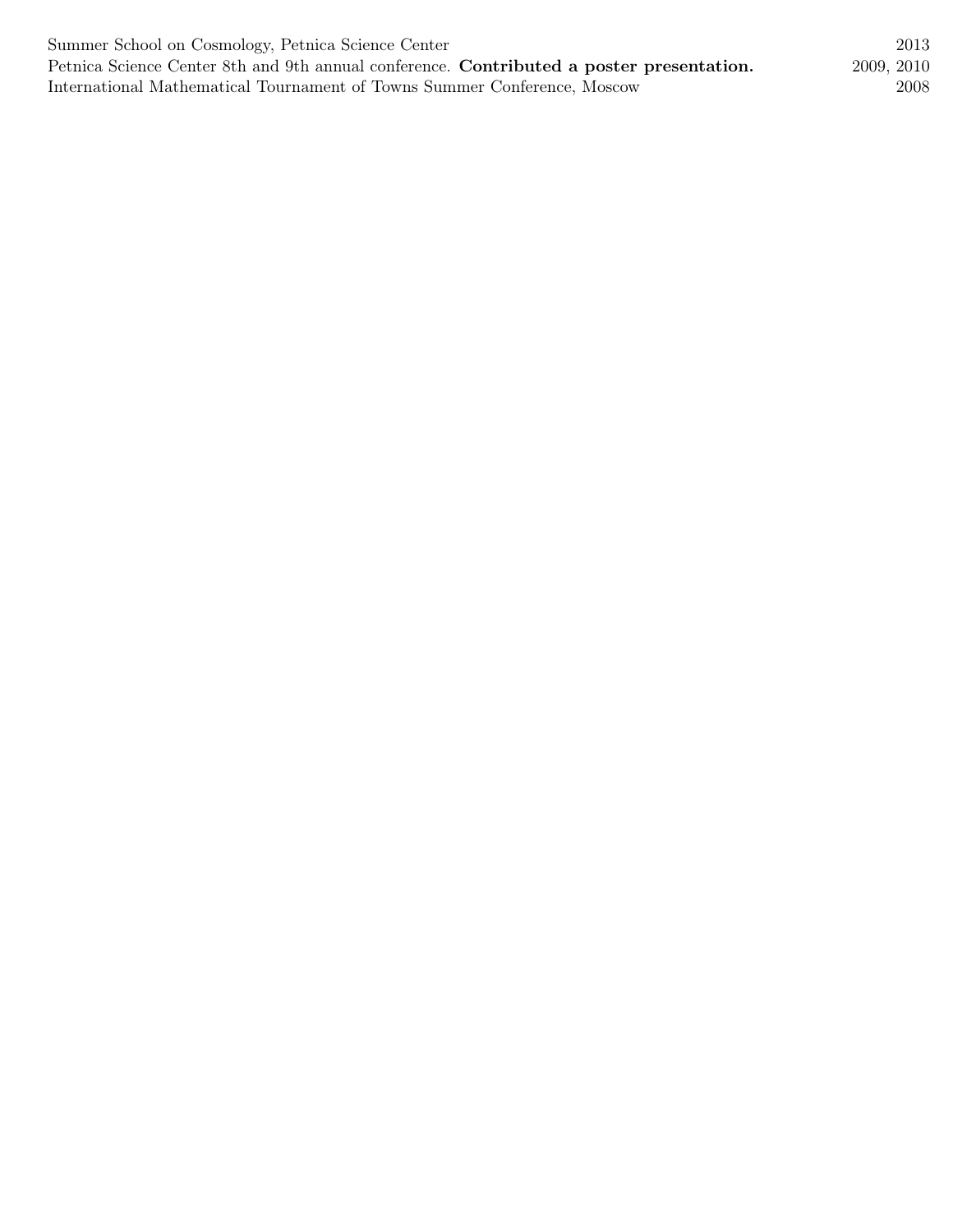Summer School on Cosmology, Petnica Science Center 2013

Petnica Science Center 8th and 9th annual conference. **Contributed a poster presentation.** 2009, 2010

International Mathematical Tournament of Towns Summer Conference, Moscow 2008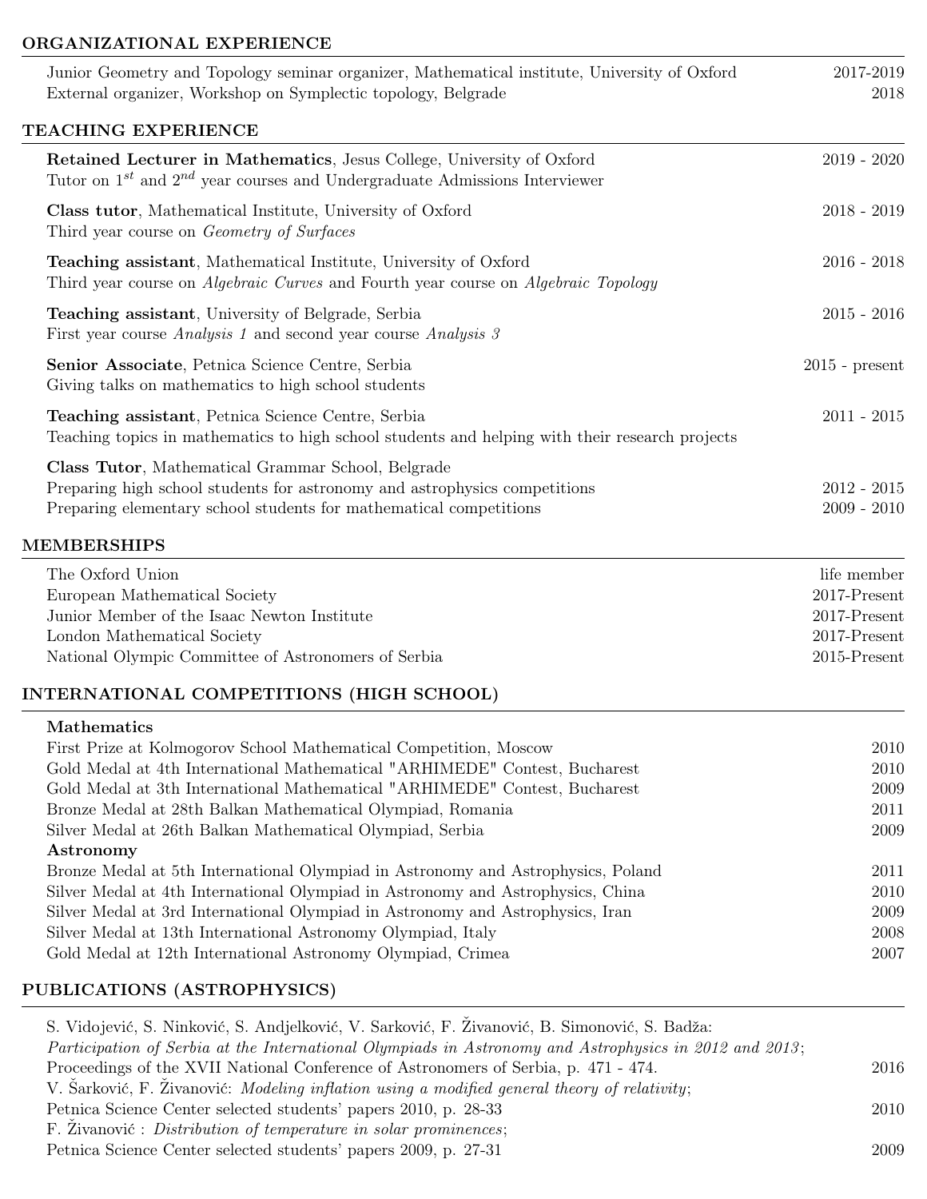## ORGANIZATIONAL EXPERIENCE

Junior Geometry and Topology seminar organizer, Mathematical institute, University of Oxford — 2017-2019
External organizer, Workshop on Symplectic topology, Belgrade — 2018

## TEACHING EXPERIENCE

**Retained Lecturer in Mathematics**, Jesus College, University of Oxford — 2019 - 2020
Tutor on 1st and 2nd year courses and Undergraduate Admissions Interviewer

**Class tutor**, Mathematical Institute, University of Oxford — 2018 - 2019
Third year course on *Geometry of Surfaces*

**Teaching assistant**, Mathematical Institute, University of Oxford — 2016 - 2018
Third year course on *Algebraic Curves* and Fourth year course on *Algebraic Topology*

**Teaching assistant**, University of Belgrade, Serbia — 2015 - 2016
First year course *Analysis 1* and second year course *Analysis 3*

**Senior Associate**, Petnica Science Centre, Serbia — 2015 - present
Giving talks on mathematics to high school students

**Teaching assistant**, Petnica Science Centre, Serbia — 2011 - 2015
Teaching topics in mathematics to high school students and helping with their research projects

**Class Tutor**, Mathematical Grammar School, Belgrade
Preparing high school students for astronomy and astrophysics competitions — 2012 - 2015
Preparing elementary school students for mathematical competitions — 2009 - 2010

## MEMBERSHIPS

The Oxford Union — life member
European Mathematical Society — 2017-Present
Junior Member of the Isaac Newton Institute — 2017-Present
London Mathematical Society — 2017-Present
National Olympic Committee of Astronomers of Serbia — 2015-Present

## INTERNATIONAL COMPETITIONS (HIGH SCHOOL)

**Mathematics**

First Prize at Kolmogorov School Mathematical Competition, Moscow — 2010
Gold Medal at 4th International Mathematical "ARHIMEDE" Contest, Bucharest — 2010
Gold Medal at 3th International Mathematical "ARHIMEDE" Contest, Bucharest — 2009
Bronze Medal at 28th Balkan Mathematical Olympiad, Romania — 2011
Silver Medal at 26th Balkan Mathematical Olympiad, Serbia — 2009

**Astronomy**

Bronze Medal at 5th International Olympiad in Astronomy and Astrophysics, Poland — 2011
Silver Medal at 4th International Olympiad in Astronomy and Astrophysics, China — 2010
Silver Medal at 3rd International Olympiad in Astronomy and Astrophysics, Iran — 2009
Silver Medal at 13th International Astronomy Olympiad, Italy — 2008
Gold Medal at 12th International Astronomy Olympiad, Crimea — 2007

## PUBLICATIONS (ASTROPHYSICS)

S. Vidojević, S. Ninković, S. Andjelković, V. Sarković, F. Živanović, B. Simonović, S. Badža:
*Participation of Serbia at the International Olympiads in Astronomy and Astrophysics in 2012 and 2013*;
Proceedings of the XVII National Conference of Astronomers of Serbia, p. 471 - 474. — 2016

V. Šarković, F. Živanović: *Modeling inflation using a modified general theory of relativity*;
Petnica Science Center selected students' papers 2010, p. 28-33 — 2010

F. Živanović : *Distribution of temperature in solar prominences*;
Petnica Science Center selected students' papers 2009, p. 27-31 — 2009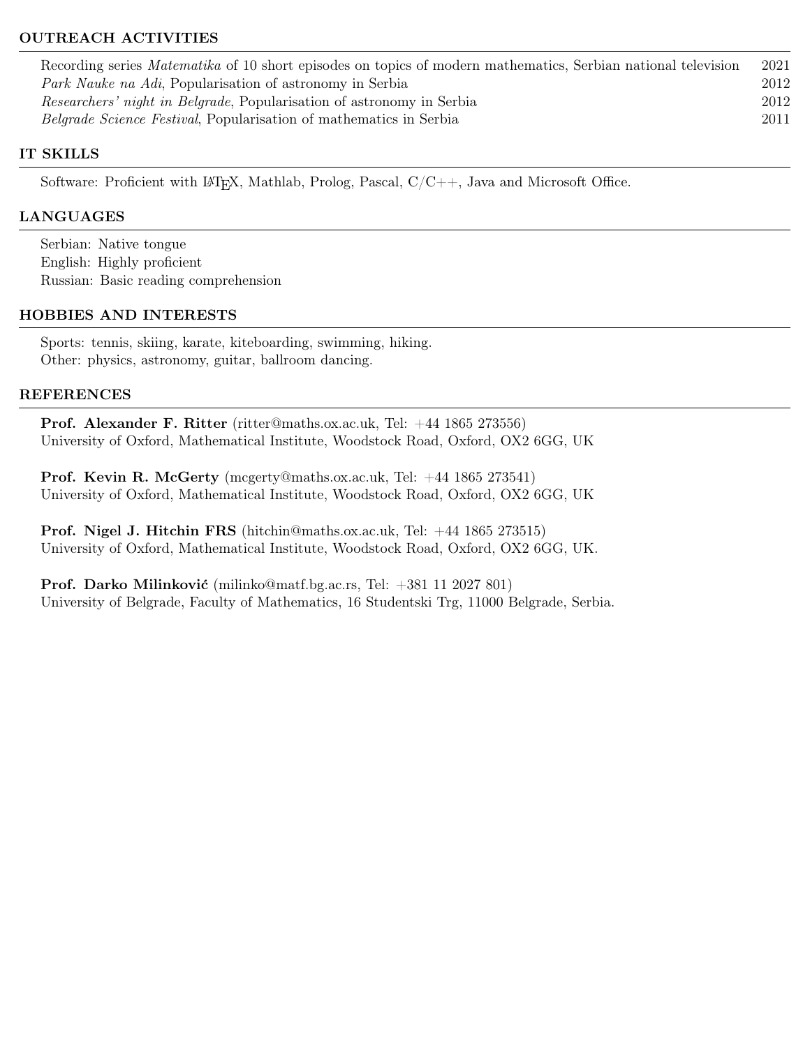## OUTREACH ACTIVITIES

Recording series *Matematika* of 10 short episodes on topics of modern mathematics, Serbian national television — 2021
*Park Nauke na Adi*, Popularisation of astronomy in Serbia — 2012
*Researchers' night in Belgrade*, Popularisation of astronomy in Serbia — 2012
*Belgrade Science Festival*, Popularisation of mathematics in Serbia — 2011

## IT SKILLS

Software: Proficient with LaTeX, Mathlab, Prolog, Pascal, C/C++, Java and Microsoft Office.

## LANGUAGES

Serbian: Native tongue
English: Highly proficient
Russian: Basic reading comprehension

## HOBBIES AND INTERESTS

Sports: tennis, skiing, karate, kiteboarding, swimming, hiking.
Other: physics, astronomy, guitar, ballroom dancing.

## REFERENCES

**Prof. Alexander F. Ritter** (ritter@maths.ox.ac.uk, Tel: +44 1865 273556)
University of Oxford, Mathematical Institute, Woodstock Road, Oxford, OX2 6GG, UK

**Prof. Kevin R. McGerty** (mcgerty@maths.ox.ac.uk, Tel: +44 1865 273541)
University of Oxford, Mathematical Institute, Woodstock Road, Oxford, OX2 6GG, UK

**Prof. Nigel J. Hitchin FRS** (hitchin@maths.ox.ac.uk, Tel: +44 1865 273515)
University of Oxford, Mathematical Institute, Woodstock Road, Oxford, OX2 6GG, UK.

**Prof. Darko Milinković** (milinko@matf.bg.ac.rs, Tel: +381 11 2027 801)
University of Belgrade, Faculty of Mathematics, 16 Studentski Trg, 11000 Belgrade, Serbia.